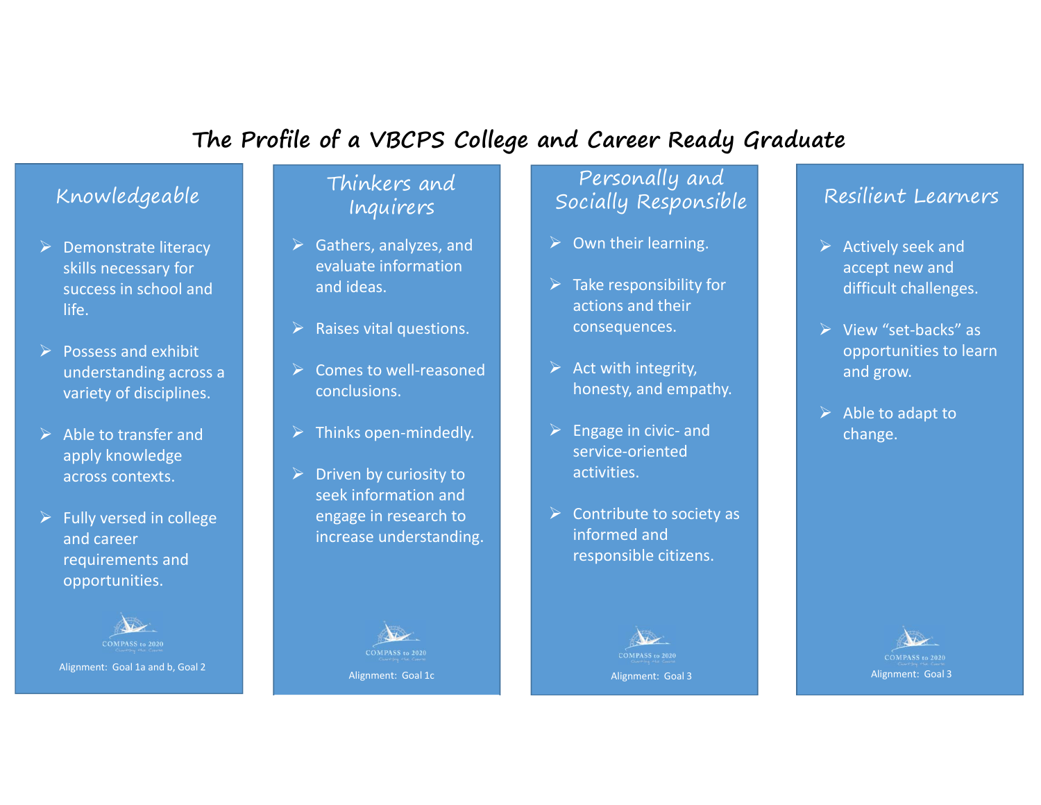# The Profile of a VBCPS College and Career Ready Graduate

## Knowledgeable

- Demonstrate literacy skills necessary for success in school and life.
- Possess and exhibit understanding across a variety of disciplines.
- Able to transfer and apply knowledge across contexts.
- Fully versed in college and career requirements and opportunities.

COMPASS to 2020

Alignment: Goal 1a and b, Goal 2

## Thinkers and Inquirers

- Gathers, analyzes, and evaluate information and ideas.
- Raises vital questions.
- Comes to well-reasoned conclusions.
- Thinks open-mindedly.
- Driven by curiosity to seek information and engage in research to increase understanding.

COMPASS to 2020

Alignment: Goal 1c

## Personally and Socially Responsible

- Own their learning.
- Take responsibility for actions and their consequences.
- Act with integrity, honesty, and empathy.
- Engage in civic- and service-oriented activities.
- Contribute to society as informed and responsible citizens.

COMPASS to 2020

Alignment: Goal 3

## Resilient Learners

- Actively seek and accept new and difficult challenges.
- View “set-backs” as opportunities to learn and grow.
- Able to adapt to change.

COMPASS to 2020

Alignment: Goal 3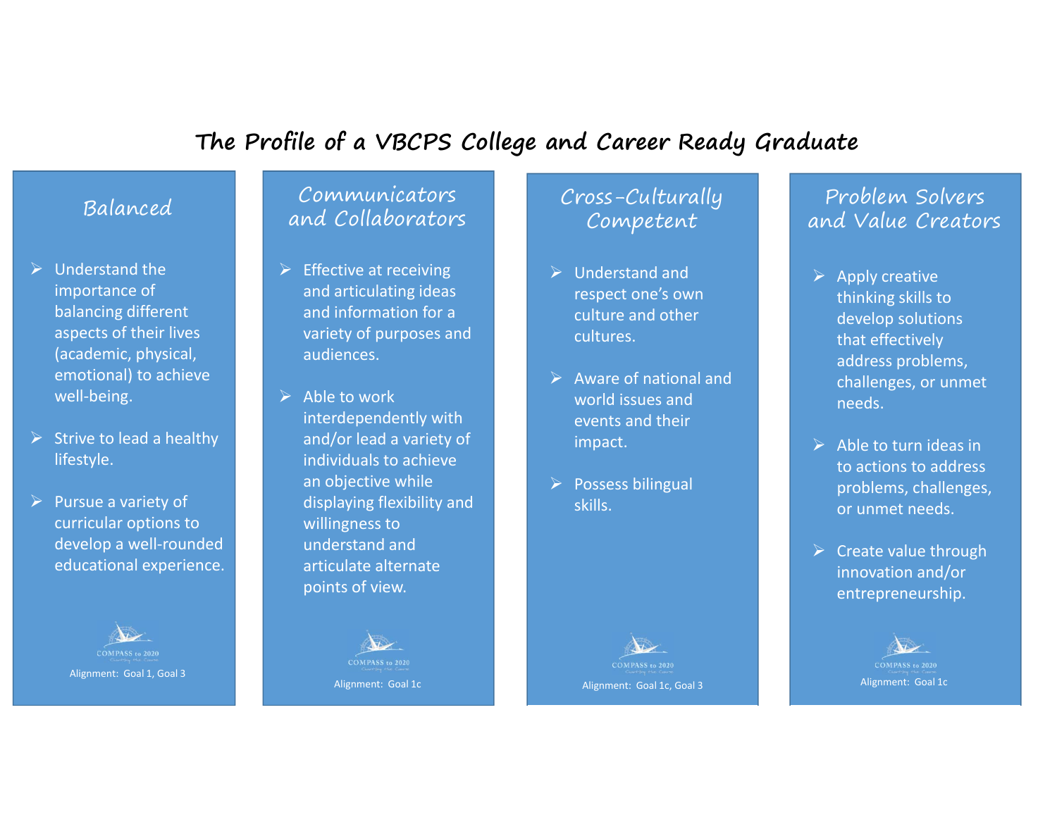# The Profile of a VBCPS College and Career Ready Graduate

## Balanced

- Understand the importance of balancing different aspects of their lives (academic, physical, emotional) to achieve well-being.
- Strive to lead a healthy lifestyle.
- Pursue a variety of curricular options to develop a well-rounded educational experience.

COMPASS to 2020

Alignment: Goal 1, Goal 3

## Communicators and Collaborators

- Effective at receiving and articulating ideas and information for a variety of purposes and audiences.
- Able to work interdependently with and/or lead a variety of individuals to achieve an objective while displaying flexibility and willingness to understand and articulate alternate points of view.

COMPASS to 2020

Alignment: Goal 1c

## Cross-Culturally Competent

- Understand and respect one's own culture and other cultures.
- Aware of national and world issues and events and their impact.
- Possess bilingual skills.

COMPASS to 2020

Alignment: Goal 1c, Goal 3

## Problem Solvers and Value Creators

- Apply creative thinking skills to develop solutions that effectively address problems, challenges, or unmet needs.
- Able to turn ideas in to actions to address problems, challenges, or unmet needs.
- Create value through innovation and/or entrepreneurship.

COMPASS to 2020

Alignment: Goal 1c